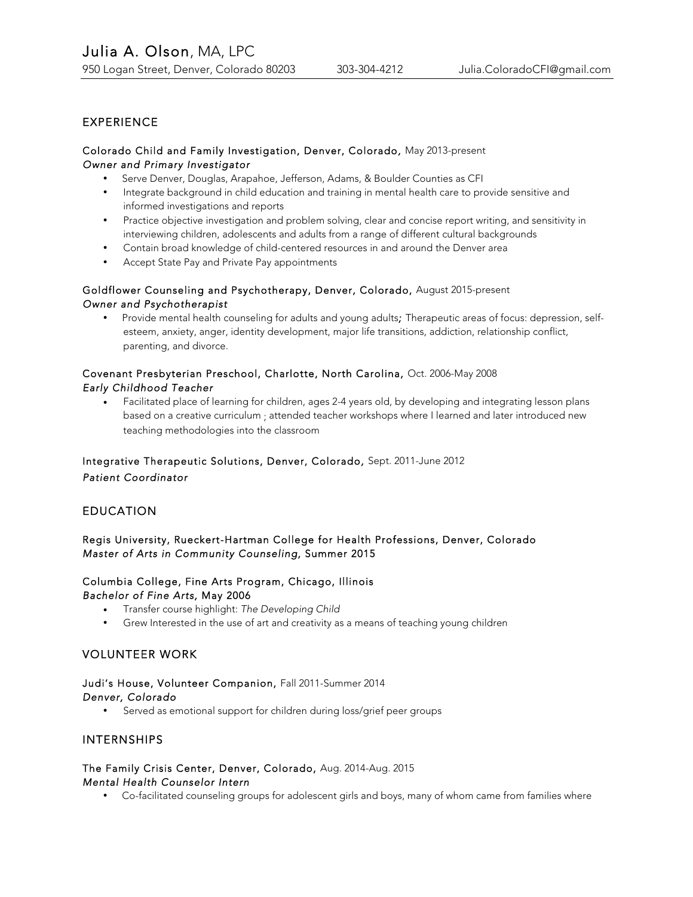# Julia A. Olson, MA, LPC

950 Logan Street, Denver, Colorado 80203 | 303-304-4212 | Julia.ColoradoCFI@gmail.com

## EXPERIENCE

### Colorado Child and Family Investigation, Denver, Colorado, May 2013-present
*Owner and Primary Investigator*

- Serve Denver, Douglas, Arapahoe, Jefferson, Adams, & Boulder Counties as CFI
- Integrate background in child education and training in mental health care to provide sensitive and informed investigations and reports
- Practice objective investigation and problem solving, clear and concise report writing, and sensitivity in interviewing children, adolescents and adults from a range of different cultural backgrounds
- Contain broad knowledge of child-centered resources in and around the Denver area
- Accept State Pay and Private Pay appointments

### Goldflower Counseling and Psychotherapy, Denver, Colorado, August 2015-present
*Owner and Psychotherapist*

- Provide mental health counseling for adults and young adults*;* Therapeutic areas of focus: depression, self-esteem, anxiety, anger, identity development, major life transitions, addiction, relationship conflict, parenting, and divorce.

### Covenant Presbyterian Preschool, Charlotte, North Carolina, Oct. 2006-May 2008
*Early Childhood Teacher*

- Facilitated place of learning for children, ages 2-4 years old, by developing and integrating lesson plans based on a creative curriculum ; attended teacher workshops where I learned and later introduced new teaching methodologies into the classroom

### Integrative Therapeutic Solutions, Denver, Colorado, Sept. 2011-June 2012
*Patient Coordinator*

## EDUCATION

### Regis University, Rueckert-Hartman College for Health Professions, Denver, Colorado
*Master of Arts in Community Counseling,* Summer 2015

### Columbia College, Fine Arts Program, Chicago, Illinois
*Bachelor of Fine Arts,* May 2006

- Transfer course highlight: *The Developing Child*
- Grew Interested in the use of art and creativity as a means of teaching young children

## VOLUNTEER WORK

### Judi's House, Volunteer Companion, Fall 2011-Summer 2014
*Denver, Colorado*

- Served as emotional support for children during loss/grief peer groups

## INTERNSHIPS

### The Family Crisis Center, Denver, Colorado, Aug. 2014-Aug. 2015
*Mental Health Counselor Intern*

- Co-facilitated counseling groups for adolescent girls and boys, many of whom came from families where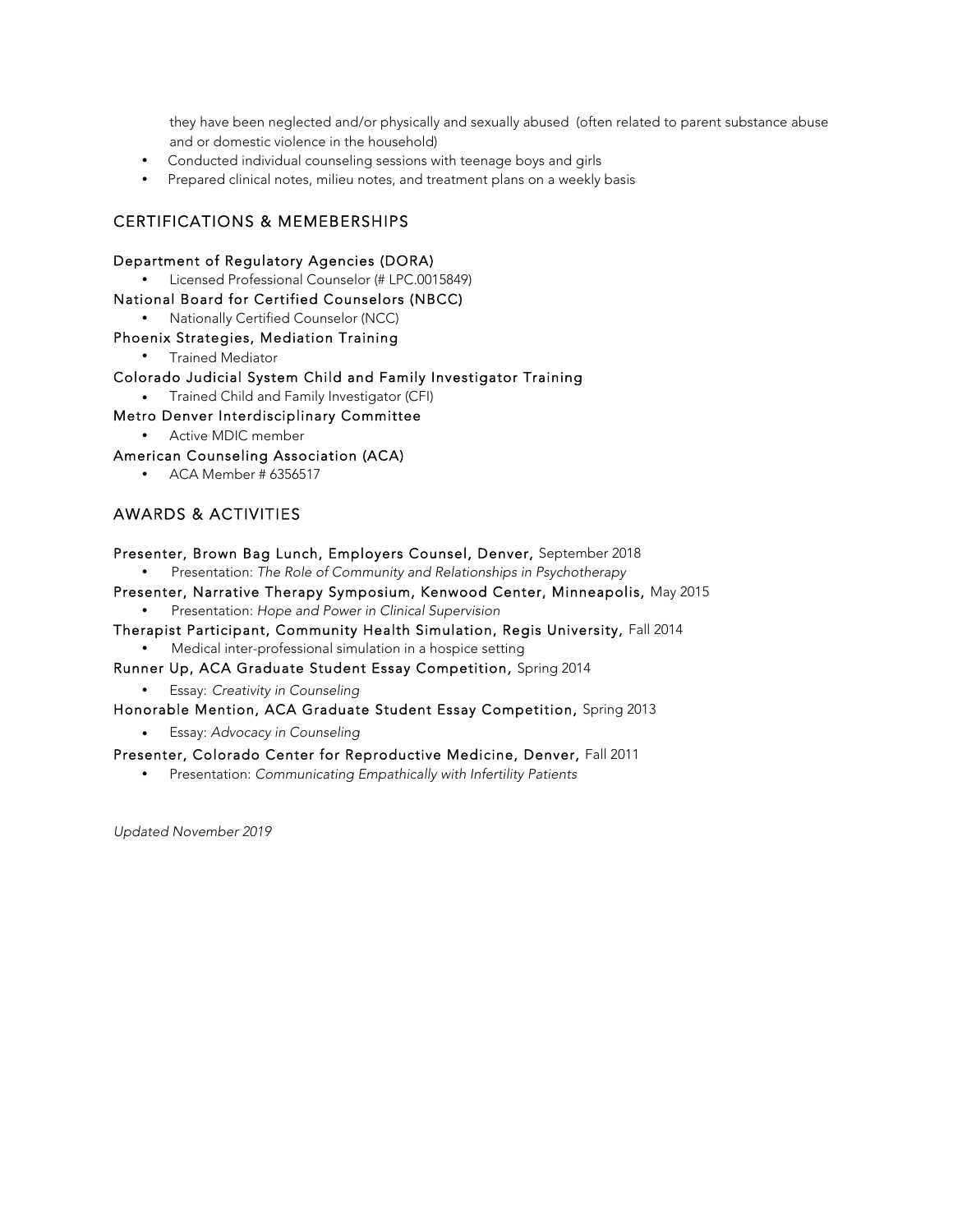they have been neglected and/or physically and sexually abused (often related to parent substance abuse and or domestic violence in the household)

- Conducted individual counseling sessions with teenage boys and girls
- Prepared clinical notes, milieu notes, and treatment plans on a weekly basis

## CERTIFICATIONS & MEMEBERSHIPS

**Department of Regulatory Agencies (DORA)**

- Licensed Professional Counselor (# LPC.0015849)

**National Board for Certified Counselors (NBCC)**

- Nationally Certified Counselor (NCC)

**Phoenix Strategies, Mediation Training**

- Trained Mediator

**Colorado Judicial System Child and Family Investigator Training**

- Trained Child and Family Investigator (CFI)

**Metro Denver Interdisciplinary Committee**

- Active MDIC member

**American Counseling Association (ACA)**

- ACA Member # 6356517

## AWARDS & ACTIVITIES

**Presenter, Brown Bag Lunch, Employers Counsel, Denver,** September 2018

- Presentation: *The Role of Community and Relationships in Psychotherapy*

**Presenter, Narrative Therapy Symposium, Kenwood Center, Minneapolis,** May 2015

- Presentation: *Hope and Power in Clinical Supervision*

**Therapist Participant, Community Health Simulation, Regis University,** Fall 2014

- Medical inter-professional simulation in a hospice setting

**Runner Up, ACA Graduate Student Essay Competition,** Spring 2014

- Essay: *Creativity in Counseling*

**Honorable Mention, ACA Graduate Student Essay Competition,** Spring 2013

- Essay: *Advocacy in Counseling*

**Presenter, Colorado Center for Reproductive Medicine, Denver,** Fall 2011

- Presentation: *Communicating Empathically with Infertility Patients*

*Updated November 2019*